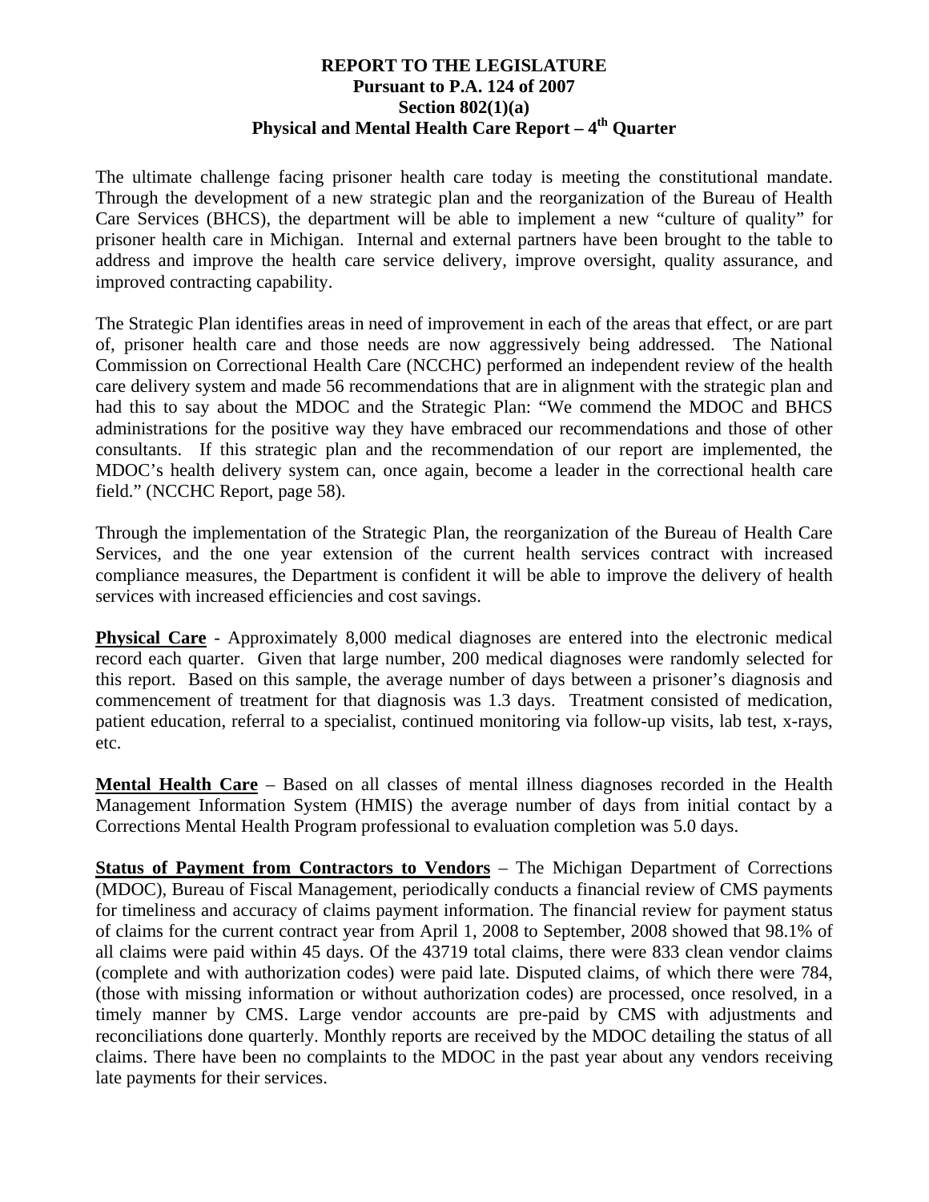**REPORT TO THE LEGISLATURE**
**Pursuant to P.A. 124 of 2007**
**Section 802(1)(a)**
**Physical and Mental Health Care Report – 4th Quarter**

The ultimate challenge facing prisoner health care today is meeting the constitutional mandate. Through the development of a new strategic plan and the reorganization of the Bureau of Health Care Services (BHCS), the department will be able to implement a new "culture of quality" for prisoner health care in Michigan. Internal and external partners have been brought to the table to address and improve the health care service delivery, improve oversight, quality assurance, and improved contracting capability.

The Strategic Plan identifies areas in need of improvement in each of the areas that effect, or are part of, prisoner health care and those needs are now aggressively being addressed. The National Commission on Correctional Health Care (NCCHC) performed an independent review of the health care delivery system and made 56 recommendations that are in alignment with the strategic plan and had this to say about the MDOC and the Strategic Plan: "We commend the MDOC and BHCS administrations for the positive way they have embraced our recommendations and those of other consultants. If this strategic plan and the recommendation of our report are implemented, the MDOC's health delivery system can, once again, become a leader in the correctional health care field." (NCCHC Report, page 58).

Through the implementation of the Strategic Plan, the reorganization of the Bureau of Health Care Services, and the one year extension of the current health services contract with increased compliance measures, the Department is confident it will be able to improve the delivery of health services with increased efficiencies and cost savings.

**Physical Care** - Approximately 8,000 medical diagnoses are entered into the electronic medical record each quarter. Given that large number, 200 medical diagnoses were randomly selected for this report. Based on this sample, the average number of days between a prisoner's diagnosis and commencement of treatment for that diagnosis was 1.3 days. Treatment consisted of medication, patient education, referral to a specialist, continued monitoring via follow-up visits, lab test, x-rays, etc.

**Mental Health Care** – Based on all classes of mental illness diagnoses recorded in the Health Management Information System (HMIS) the average number of days from initial contact by a Corrections Mental Health Program professional to evaluation completion was 5.0 days.

**Status of Payment from Contractors to Vendors** – The Michigan Department of Corrections (MDOC), Bureau of Fiscal Management, periodically conducts a financial review of CMS payments for timeliness and accuracy of claims payment information. The financial review for payment status of claims for the current contract year from April 1, 2008 to September, 2008 showed that 98.1% of all claims were paid within 45 days. Of the 43719 total claims, there were 833 clean vendor claims (complete and with authorization codes) were paid late. Disputed claims, of which there were 784, (those with missing information or without authorization codes) are processed, once resolved, in a timely manner by CMS. Large vendor accounts are pre-paid by CMS with adjustments and reconciliations done quarterly. Monthly reports are received by the MDOC detailing the status of all claims. There have been no complaints to the MDOC in the past year about any vendors receiving late payments for their services.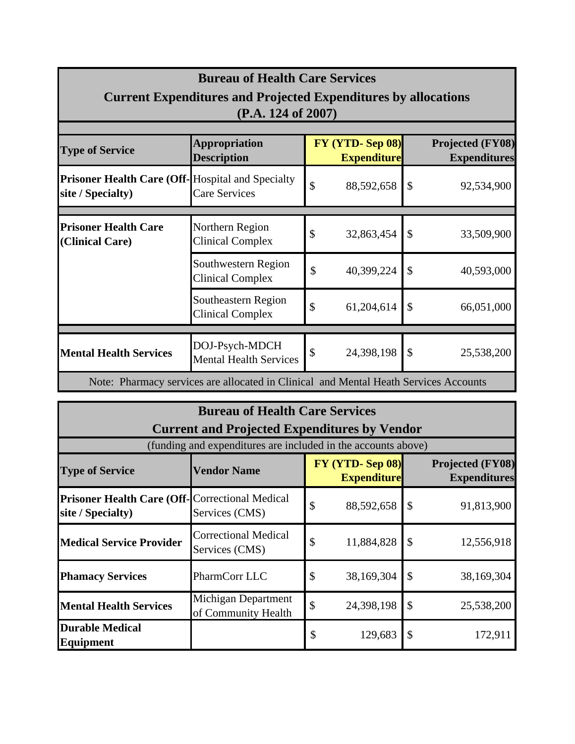## Bureau of Health Care Services
## Current Expenditures and Projected Expenditures by allocations
## (P.A. 124 of 2007)

| Type of Service | Appropriation Description | FY (YTD- Sep 08) Expenditure | Projected (FY08) Expenditures |
|---|---|---|---|
| **Prisoner Health Care (Off-site / Specialty)** | Hospital and Specialty Care Services | $ 88,592,658 | $ 92,534,900 |
| **Prisoner Health Care (Clinical Care)** | Northern Region Clinical Complex | $ 32,863,454 | $ 33,509,900 |
| | Southwestern Region Clinical Complex | $ 40,399,224 | $ 40,593,000 |
| | Southeastern Region Clinical Complex | $ 61,204,614 | $ 66,051,000 |
| **Mental Health Services** | DOJ-Psych-MDCH Mental Health Services | $ 24,398,198 | $ 25,538,200 |

Note: Pharmacy services are allocated in Clinical and Mental Heath Services Accounts

## Bureau of Health Care Services
## Current and Projected Expenditures by Vendor

(funding and expenditures are included in the accounts above)

| Type of Service | Vendor Name | FY (YTD- Sep 08) Expenditure | Projected (FY08) Expenditures |
|---|---|---|---|
| **Prisoner Health Care (Off-site / Specialty)** | Correctional Medical Services (CMS) | $ 88,592,658 | $ 91,813,900 |
| **Medical Service Provider** | Correctional Medical Services (CMS) | $ 11,884,828 | $ 12,556,918 |
| **Phamacy Services** | PharmCorr LLC | $ 38,169,304 | $ 38,169,304 |
| **Mental Health Services** | Michigan Department of Community Health | $ 24,398,198 | $ 25,538,200 |
| **Durable Medical Equipment** | | $ 129,683 | $ 172,911 |